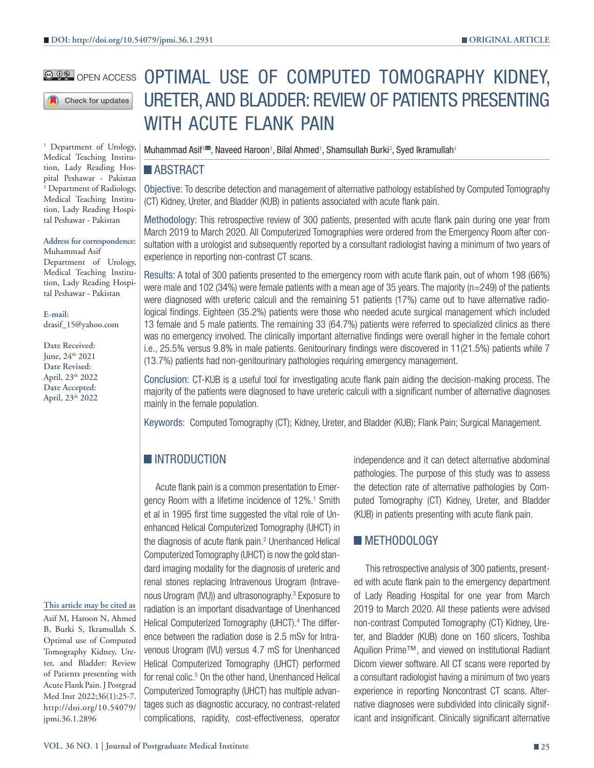DOI: http://doi.org/10.54079/jpmi.36.1.2931

ORIGINAL ARTICLE

OPEN ACCESS

# OPTIMAL USE OF COMPUTED TOMOGRAPHY KIDNEY, URETER, AND BLADDER: REVIEW OF PATIENTS PRESENTING WITH ACUTE FLANK PAIN

Muhammad Asif[1], Naveed Haroon[1], Bilal Ahmed[1], Shamsullah Burki[2], Syed Ikramullah[1]

[1] Department of Urology, Medical Teaching Institution, Lady Reading Hospital Peshawar - Pakistan
[2] Department of Radiology, Medical Teaching Institution, Lady Reading Hospital Peshawar - Pakistan

**Address for correspondence:**
Muhammad Asif
Department of Urology, Medical Teaching Institution, Lady Reading Hospital Peshawar - Pakistan

**E-mail:**
drasif_15@yahoo.com

**Date Received:**
June, 24th 2021
**Date Revised:**
April, 23th 2022
**Date Accepted:**
April, 23th 2022

## ABSTRACT

**Objective:** To describe detection and management of alternative pathology established by Computed Tomography (CT) Kidney, Ureter, and Bladder (KUB) in patients associated with acute flank pain.

**Methodology:** This retrospective review of 300 patients, presented with acute flank pain during one year from March 2019 to March 2020. All Computerized Tomographies were ordered from the Emergency Room after consultation with a urologist and subsequently reported by a consultant radiologist having a minimum of two years of experience in reporting non-contrast CT scans.

**Results:** A total of 300 patients presented to the emergency room with acute flank pain, out of whom 198 (66%) were male and 102 (34%) were female patients with a mean age of 35 years. The majority (n=249) of the patients were diagnosed with ureteric calculi and the remaining 51 patients (17%) came out to have alternative radiological findings. Eighteen (35.2%) patients were those who needed acute surgical management which included 13 female and 5 male patients. The remaining 33 (64.7%) patients were referred to specialized clinics as there was no emergency involved. The clinically important alternative findings were overall higher in the female cohort i.e., 25.5% versus 9.8% in male patients. Genitourinary findings were discovered in 11(21.5%) patients while 7 (13.7%) patients had non-genitourinary pathologies requiring emergency management.

**Conclusion:** CT-KUB is a useful tool for investigating acute flank pain aiding the decision-making process. The majority of the patients were diagnosed to have ureteric calculi with a significant number of alternative diagnoses mainly in the female population.

**Keywords:** Computed Tomography (CT); Kidney, Ureter, and Bladder (KUB); Flank Pain; Surgical Management.

## INTRODUCTION

Acute flank pain is a common presentation to Emergency Room with a lifetime incidence of 12%.[1] Smith et al in 1995 first time suggested the vital role of Unenhanced Helical Computerized Tomography (UHCT) in the diagnosis of acute flank pain.[2] Unenhanced Helical Computerized Tomography (UHCT) is now the gold standard imaging modality for the diagnosis of ureteric and renal stones replacing Intravenous Urogram (Intravenous Urogram (IVU)) and ultrasonography.[3] Exposure to radiation is an important disadvantage of Unenhanced Helical Computerized Tomography (UHCT).[4] The difference between the radiation dose is 2.5 mSv for Intravenous Urogram (IVU) versus 4.7 mS for Unenhanced Helical Computerized Tomography (UHCT) performed for renal colic.[5] On the other hand, Unenhanced Helical Computerized Tomography (UHCT) has multiple advantages such as diagnostic accuracy, no contrast-related complications, rapidity, cost-effectiveness, operator independence and it can detect alternative abdominal pathologies. The purpose of this study was to assess the detection rate of alternative pathologies by Computed Tomography (CT) Kidney, Ureter, and Bladder (KUB) in patients presenting with acute flank pain.

## METHODOLOGY

This retrospective analysis of 300 patients, presented with acute flank pain to the emergency department of Lady Reading Hospital for one year from March 2019 to March 2020. All these patients were advised non-contrast Computed Tomography (CT) Kidney, Ureter, and Bladder (KUB) done on 160 slicers, Toshiba Aquilion Prime™, and viewed on institutional Radiant Dicom viewer software. All CT scans were reported by a consultant radiologist having a minimum of two years of experience in reporting Noncontrast CT scans. Alternative diagnoses were subdivided into clinically significant and insignificant. Clinically significant alternative

**This article may be cited as**
Asif M, Haroon N, Ahmed B, Burki S, Ikramullah S. Optimal use of Computed Tomography Kidney, Ureter, and Bladder: Review of Patients presenting with Acute Flank Pain. J Postgrad Med Inst 2022;36(1):25-7. http://doi.org/10.54079/jpmi.36.1.2896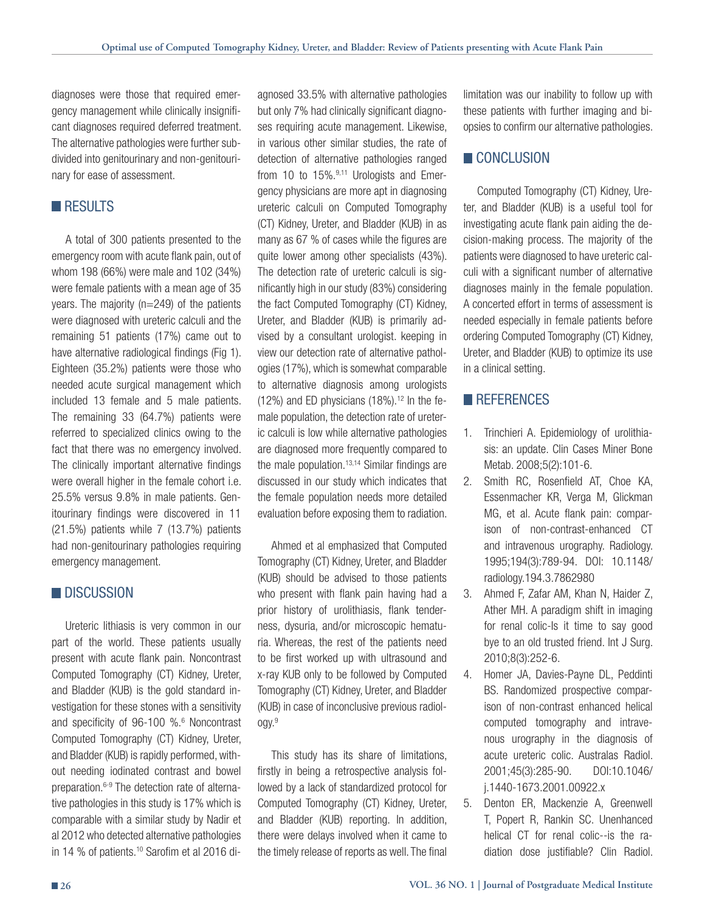diagnoses were those that required emergency management while clinically insignificant diagnoses required deferred treatment. The alternative pathologies were further subdivided into genitourinary and non-genitourinary for ease of assessment.

## RESULTS

A total of 300 patients presented to the emergency room with acute flank pain, out of whom 198 (66%) were male and 102 (34%) were female patients with a mean age of 35 years. The majority (n=249) of the patients were diagnosed with ureteric calculi and the remaining 51 patients (17%) came out to have alternative radiological findings (Fig 1). Eighteen (35.2%) patients were those who needed acute surgical management which included 13 female and 5 male patients. The remaining 33 (64.7%) patients were referred to specialized clinics owing to the fact that there was no emergency involved. The clinically important alternative findings were overall higher in the female cohort i.e. 25.5% versus 9.8% in male patients. Genitourinary findings were discovered in 11 (21.5%) patients while 7 (13.7%) patients had non-genitourinary pathologies requiring emergency management.

## DISCUSSION

Ureteric lithiasis is very common in our part of the world. These patients usually present with acute flank pain. Noncontrast Computed Tomography (CT) Kidney, Ureter, and Bladder (KUB) is the gold standard investigation for these stones with a sensitivity and specificity of 96-100 %.[6] Noncontrast Computed Tomography (CT) Kidney, Ureter, and Bladder (KUB) is rapidly performed, without needing iodinated contrast and bowel preparation.[6-9] The detection rate of alternative pathologies in this study is 17% which is comparable with a similar study by Nadir et al 2012 who detected alternative pathologies in 14 % of patients.[10] Sarofim et al 2016 diagnosed 33.5% with alternative pathologies but only 7% had clinically significant diagnoses requiring acute management. Likewise, in various other similar studies, the rate of detection of alternative pathologies ranged from 10 to 15%.[9,11] Urologists and Emergency physicians are more apt in diagnosing ureteric calculi on Computed Tomography (CT) Kidney, Ureter, and Bladder (KUB) in as many as 67 % of cases while the figures are quite lower among other specialists (43%). The detection rate of ureteric calculi is significantly high in our study (83%) considering the fact Computed Tomography (CT) Kidney, Ureter, and Bladder (KUB) is primarily advised by a consultant urologist. keeping in view our detection rate of alternative pathologies (17%), which is somewhat comparable to alternative diagnosis among urologists (12%) and ED physicians (18%).[12] In the female population, the detection rate of ureteric calculi is low while alternative pathologies are diagnosed more frequently compared to the male population.[13,14] Similar findings are discussed in our study which indicates that the female population needs more detailed evaluation before exposing them to radiation.

Ahmed et al emphasized that Computed Tomography (CT) Kidney, Ureter, and Bladder (KUB) should be advised to those patients who present with flank pain having had a prior history of urolithiasis, flank tenderness, dysuria, and/or microscopic hematuria. Whereas, the rest of the patients need to be first worked up with ultrasound and x-ray KUB only to be followed by Computed Tomography (CT) Kidney, Ureter, and Bladder (KUB) in case of inconclusive previous radiology.[9]

This study has its share of limitations, firstly in being a retrospective analysis followed by a lack of standardized protocol for Computed Tomography (CT) Kidney, Ureter, and Bladder (KUB) reporting. In addition, there were delays involved when it came to the timely release of reports as well. The final limitation was our inability to follow up with these patients with further imaging and biopsies to confirm our alternative pathologies.

## CONCLUSION

Computed Tomography (CT) Kidney, Ureter, and Bladder (KUB) is a useful tool for investigating acute flank pain aiding the decision-making process. The majority of the patients were diagnosed to have ureteric calculi with a significant number of alternative diagnoses mainly in the female population. A concerted effort in terms of assessment is needed especially in female patients before ordering Computed Tomography (CT) Kidney, Ureter, and Bladder (KUB) to optimize its use in a clinical setting.

## REFERENCES

1. Trinchieri A. Epidemiology of urolithiasis: an update. Clin Cases Miner Bone Metab. 2008;5(2):101-6.
2. Smith RC, Rosenfield AT, Choe KA, Essenmacher KR, Verga M, Glickman MG, et al. Acute flank pain: comparison of non-contrast-enhanced CT and intravenous urography. Radiology. 1995;194(3):789-94. DOI: 10.1148/radiology.194.3.7862980
3. Ahmed F, Zafar AM, Khan N, Haider Z, Ather MH. A paradigm shift in imaging for renal colic-Is it time to say good bye to an old trusted friend. Int J Surg. 2010;8(3):252-6.
4. Homer JA, Davies-Payne DL, Peddinti BS. Randomized prospective comparison of non-contrast enhanced helical computed tomography and intravenous urography in the diagnosis of acute ureteric colic. Australas Radiol. 2001;45(3):285-90. DOI:10.1046/j.1440-1673.2001.00922.x
5. Denton ER, Mackenzie A, Greenwell T, Popert R, Rankin SC. Unenhanced helical CT for renal colic--is the radiation dose justifiable? Clin Radiol.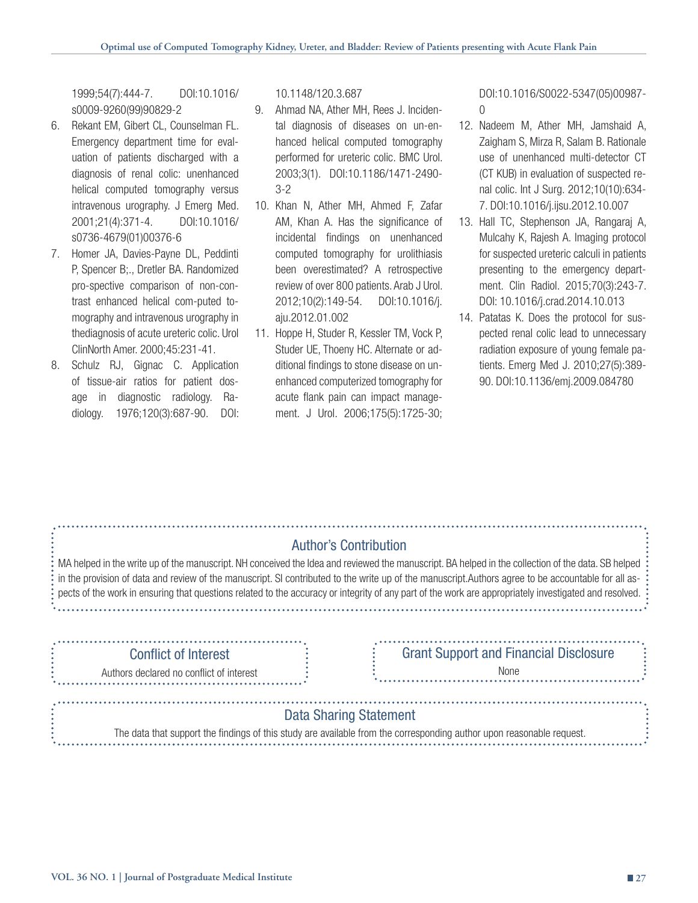1999;54(7):444-7. DOI:10.1016/s0009-9260(99)90829-2

6. Rekant EM, Gibert CL, Counselman FL. Emergency department time for evaluation of patients discharged with a diagnosis of renal colic: unenhanced helical computed tomography versus intravenous urography. J Emerg Med. 2001;21(4):371-4. DOI:10.1016/s0736-4679(01)00376-6
7. Homer JA, Davies-Payne DL, Peddinti P, Spencer B;., Dretler BA. Randomized pro-spective comparison of non-contrast enhanced helical com-puted tomography and intravenous urography in thediagnosis of acute ureteric colic. Urol ClinNorth Amer. 2000;45:231-41.
8. Schulz RJ, Gignac C. Application of tissue-air ratios for patient dosage in diagnostic radiology. Radiology. 1976;120(3):687-90. DOI:10.1148/120.3.687
9. Ahmad NA, Ather MH, Rees J. Incidental diagnosis of diseases on un-enhanced helical computed tomography performed for ureteric colic. BMC Urol. 2003;3(1). DOI:10.1186/1471-2490-3-2
10. Khan N, Ather MH, Ahmed F, Zafar AM, Khan A. Has the significance of incidental findings on unenhanced computed tomography for urolithiasis been overestimated? A retrospective review of over 800 patients. Arab J Urol. 2012;10(2):149-54. DOI:10.1016/j.aju.2012.01.002
11. Hoppe H, Studer R, Kessler TM, Vock P, Studer UE, Thoeny HC. Alternate or additional findings to stone disease on unenhanced computerized tomography for acute flank pain can impact management. J Urol. 2006;175(5):1725-30; DOI:10.1016/S0022-5347(05)00987-0
12. Nadeem M, Ather MH, Jamshaid A, Zaigham S, Mirza R, Salam B. Rationale use of unenhanced multi-detector CT (CT KUB) in evaluation of suspected renal colic. Int J Surg. 2012;10(10):634-7. DOI:10.1016/j.ijsu.2012.10.007
13. Hall TC, Stephenson JA, Rangaraj A, Mulcahy K, Rajesh A. Imaging protocol for suspected ureteric calculi in patients presenting to the emergency department. Clin Radiol. 2015;70(3):243-7. DOI: 10.1016/j.crad.2014.10.013
14. Patatas K. Does the protocol for suspected renal colic lead to unnecessary radiation exposure of young female patients. Emerg Med J. 2010;27(5):389-90. DOI:10.1136/emj.2009.084780

## Author's Contribution

MA helped in the write up of the manuscript. NH conceived the Idea and reviewed the manuscript. BA helped in the collection of the data. SB helped in the provision of data and review of the manuscript. SI contributed to the write up of the manuscript.Authors agree to be accountable for all aspects of the work in ensuring that questions related to the accuracy or integrity of any part of the work are appropriately investigated and resolved.

## Conflict of Interest

Authors declared no conflict of interest

## Grant Support and Financial Disclosure

None

## Data Sharing Statement

The data that support the findings of this study are available from the corresponding author upon reasonable request.